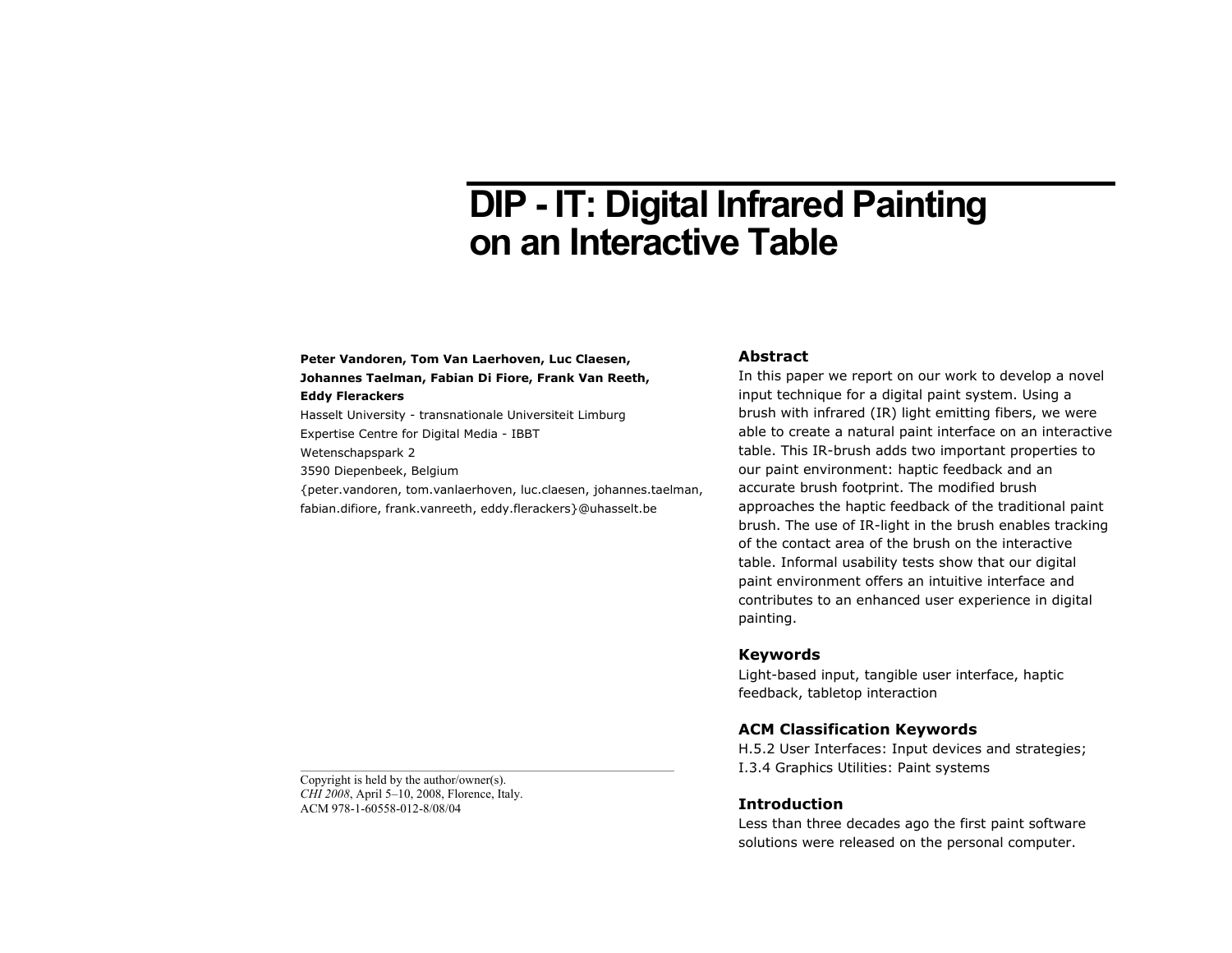# DIP - IT: Digital Infrared Painting on an Interactive Table

**Peter Vandoren, Tom Van Laerhoven, Luc Claesen, Johannes Taelman, Fabian Di Fiore, Frank Van Reeth, Eddy Flerackers**

Hasselt University - transnationale Universiteit Limburg
Expertise Centre for Digital Media - IBBT
Wetenschapspark 2
3590 Diepenbeek, Belgium
{peter.vandoren, tom.vanlaerhoven, luc.claesen, johannes.taelman, fabian.difiore, frank.vanreeth, eddy.flerackers}@uhasselt.be

Copyright is held by the author/owner(s).
*CHI 2008*, April 5–10, 2008, Florence, Italy.
ACM 978-1-60558-012-8/08/04

## Abstract

In this paper we report on our work to develop a novel input technique for a digital paint system. Using a brush with infrared (IR) light emitting fibers, we were able to create a natural paint interface on an interactive table. This IR-brush adds two important properties to our paint environment: haptic feedback and an accurate brush footprint. The modified brush approaches the haptic feedback of the traditional paint brush. The use of IR-light in the brush enables tracking of the contact area of the brush on the interactive table. Informal usability tests show that our digital paint environment offers an intuitive interface and contributes to an enhanced user experience in digital painting.

## Keywords

Light-based input, tangible user interface, haptic feedback, tabletop interaction

## ACM Classification Keywords

H.5.2 User Interfaces: Input devices and strategies; I.3.4 Graphics Utilities: Paint systems

## Introduction

Less than three decades ago the first paint software solutions were released on the personal computer.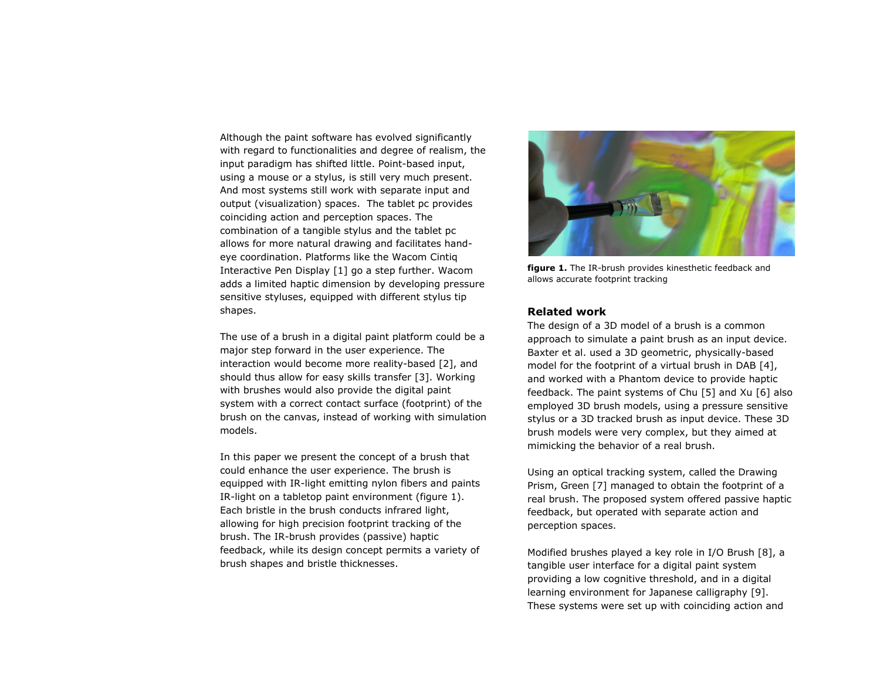Although the paint software has evolved significantly with regard to functionalities and degree of realism, the input paradigm has shifted little. Point-based input, using a mouse or a stylus, is still very much present. And most systems still work with separate input and output (visualization) spaces. The tablet pc provides coinciding action and perception spaces. The combination of a tangible stylus and the tablet pc allows for more natural drawing and facilitates hand-eye coordination. Platforms like the Wacom Cintiq Interactive Pen Display [1] go a step further. Wacom adds a limited haptic dimension by developing pressure sensitive styluses, equipped with different stylus tip shapes.

The use of a brush in a digital paint platform could be a major step forward in the user experience. The interaction would become more reality-based [2], and should thus allow for easy skills transfer [3]. Working with brushes would also provide the digital paint system with a correct contact surface (footprint) of the brush on the canvas, instead of working with simulation models.

In this paper we present the concept of a brush that could enhance the user experience. The brush is equipped with IR-light emitting nylon fibers and paints IR-light on a tabletop paint environment (figure 1). Each bristle in the brush conducts infrared light, allowing for high precision footprint tracking of the brush. The IR-brush provides (passive) haptic feedback, while its design concept permits a variety of brush shapes and bristle thicknesses.

**figure 1.** The IR-brush provides kinesthetic feedback and allows accurate footprint tracking

## Related work

The design of a 3D model of a brush is a common approach to simulate a paint brush as an input device. Baxter et al. used a 3D geometric, physically-based model for the footprint of a virtual brush in DAB [4], and worked with a Phantom device to provide haptic feedback. The paint systems of Chu [5] and Xu [6] also employed 3D brush models, using a pressure sensitive stylus or a 3D tracked brush as input device. These 3D brush models were very complex, but they aimed at mimicking the behavior of a real brush.

Using an optical tracking system, called the Drawing Prism, Green [7] managed to obtain the footprint of a real brush. The proposed system offered passive haptic feedback, but operated with separate action and perception spaces.

Modified brushes played a key role in I/O Brush [8], a tangible user interface for a digital paint system providing a low cognitive threshold, and in a digital learning environment for Japanese calligraphy [9]. These systems were set up with coinciding action and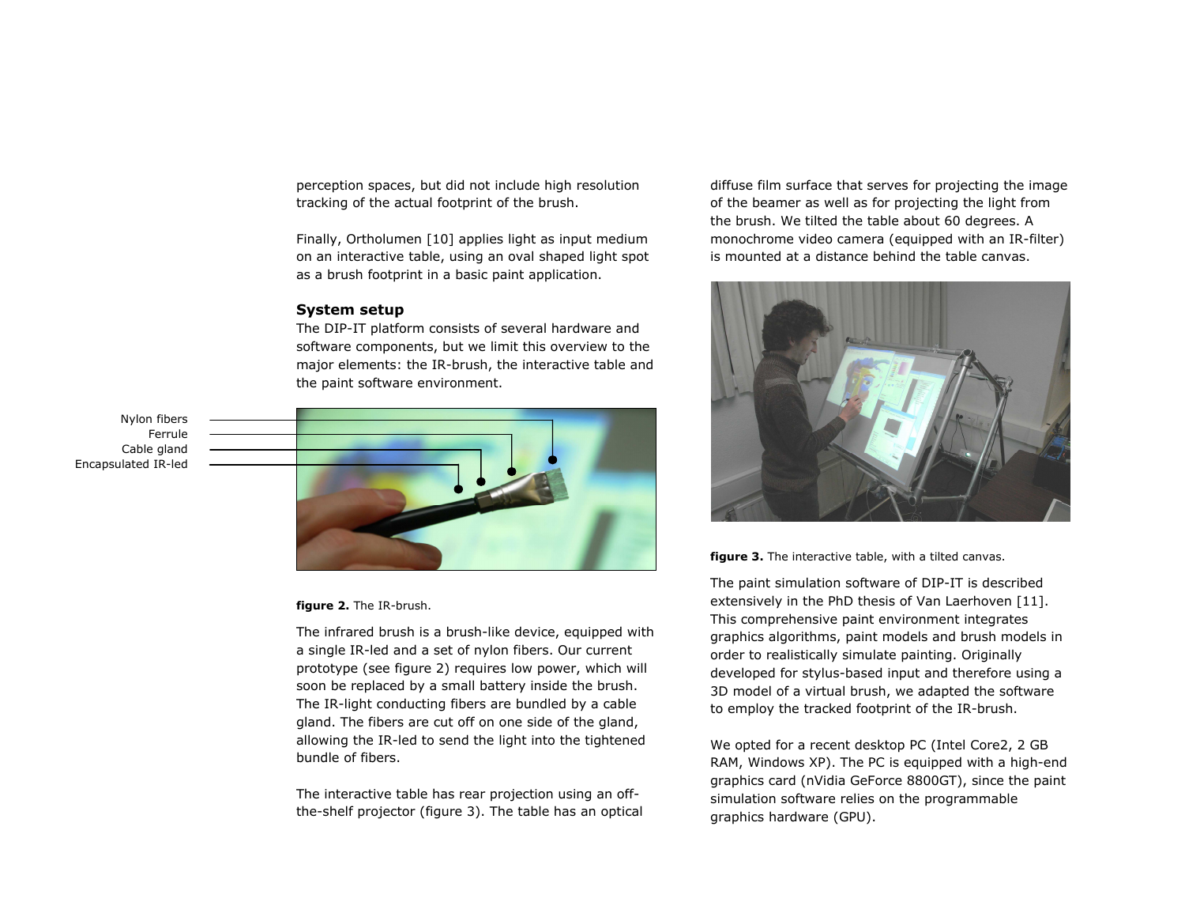perception spaces, but did not include high resolution tracking of the actual footprint of the brush.

Finally, Ortholumen [10] applies light as input medium on an interactive table, using an oval shaped light spot as a brush footprint in a basic paint application.

## System setup

The DIP-IT platform consists of several hardware and software components, but we limit this overview to the major elements: the IR-brush, the interactive table and the paint software environment.

Nylon fibers
Ferrule
Cable gland
Encapsulated IR-led

**figure 2.** The IR-brush.

The infrared brush is a brush-like device, equipped with a single IR-led and a set of nylon fibers. Our current prototype (see figure 2) requires low power, which will soon be replaced by a small battery inside the brush. The IR-light conducting fibers are bundled by a cable gland. The fibers are cut off on one side of the gland, allowing the IR-led to send the light into the tightened bundle of fibers.

The interactive table has rear projection using an off-the-shelf projector (figure 3). The table has an optical diffuse film surface that serves for projecting the image of the beamer as well as for projecting the light from the brush. We tilted the table about 60 degrees. A monochrome video camera (equipped with an IR-filter) is mounted at a distance behind the table canvas.

**figure 3.** The interactive table, with a tilted canvas.

The paint simulation software of DIP-IT is described extensively in the PhD thesis of Van Laerhoven [11]. This comprehensive paint environment integrates graphics algorithms, paint models and brush models in order to realistically simulate painting. Originally developed for stylus-based input and therefore using a 3D model of a virtual brush, we adapted the software to employ the tracked footprint of the IR-brush.

We opted for a recent desktop PC (Intel Core2, 2 GB RAM, Windows XP). The PC is equipped with a high-end graphics card (nVidia GeForce 8800GT), since the paint simulation software relies on the programmable graphics hardware (GPU).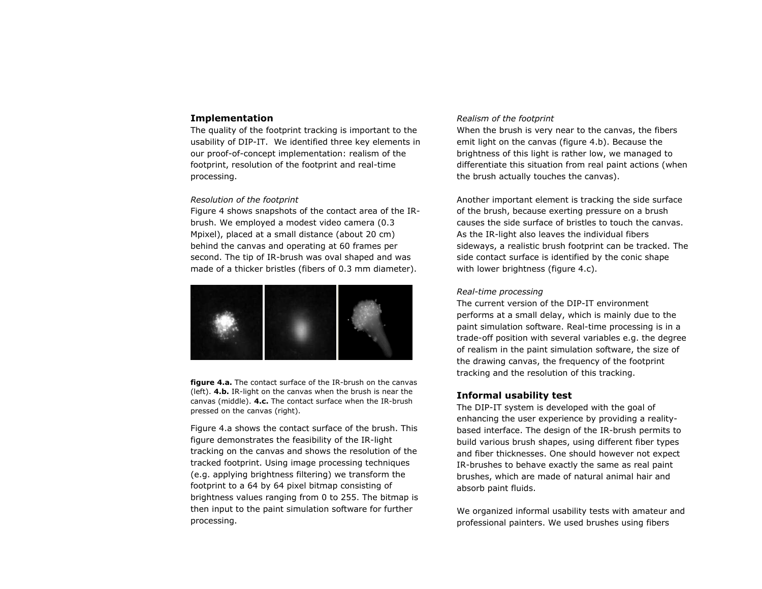## Implementation

The quality of the footprint tracking is important to the usability of DIP-IT. We identified three key elements in our proof-of-concept implementation: realism of the footprint, resolution of the footprint and real-time processing.

*Resolution of the footprint*

Figure 4 shows snapshots of the contact area of the IR-brush. We employed a modest video camera (0.3 Mpixel), placed at a small distance (about 20 cm) behind the canvas and operating at 60 frames per second. The tip of IR-brush was oval shaped and was made of a thicker bristles (fibers of 0.3 mm diameter).

**figure 4.a.** The contact surface of the IR-brush on the canvas (left). **4.b.** IR-light on the canvas when the brush is near the canvas (middle). **4.c.** The contact surface when the IR-brush pressed on the canvas (right).

Figure 4.a shows the contact surface of the brush. This figure demonstrates the feasibility of the IR-light tracking on the canvas and shows the resolution of the tracked footprint. Using image processing techniques (e.g. applying brightness filtering) we transform the footprint to a 64 by 64 pixel bitmap consisting of brightness values ranging from 0 to 255. The bitmap is then input to the paint simulation software for further processing.

*Realism of the footprint*

When the brush is very near to the canvas, the fibers emit light on the canvas (figure 4.b). Because the brightness of this light is rather low, we managed to differentiate this situation from real paint actions (when the brush actually touches the canvas).

Another important element is tracking the side surface of the brush, because exerting pressure on a brush causes the side surface of bristles to touch the canvas. As the IR-light also leaves the individual fibers sideways, a realistic brush footprint can be tracked. The side contact surface is identified by the conic shape with lower brightness (figure 4.c).

*Real-time processing*

The current version of the DIP-IT environment performs at a small delay, which is mainly due to the paint simulation software. Real-time processing is in a trade-off position with several variables e.g. the degree of realism in the paint simulation software, the size of the drawing canvas, the frequency of the footprint tracking and the resolution of this tracking.

## Informal usability test

The DIP-IT system is developed with the goal of enhancing the user experience by providing a reality-based interface. The design of the IR-brush permits to build various brush shapes, using different fiber types and fiber thicknesses. One should however not expect IR-brushes to behave exactly the same as real paint brushes, which are made of natural animal hair and absorb paint fluids.

We organized informal usability tests with amateur and professional painters. We used brushes using fibers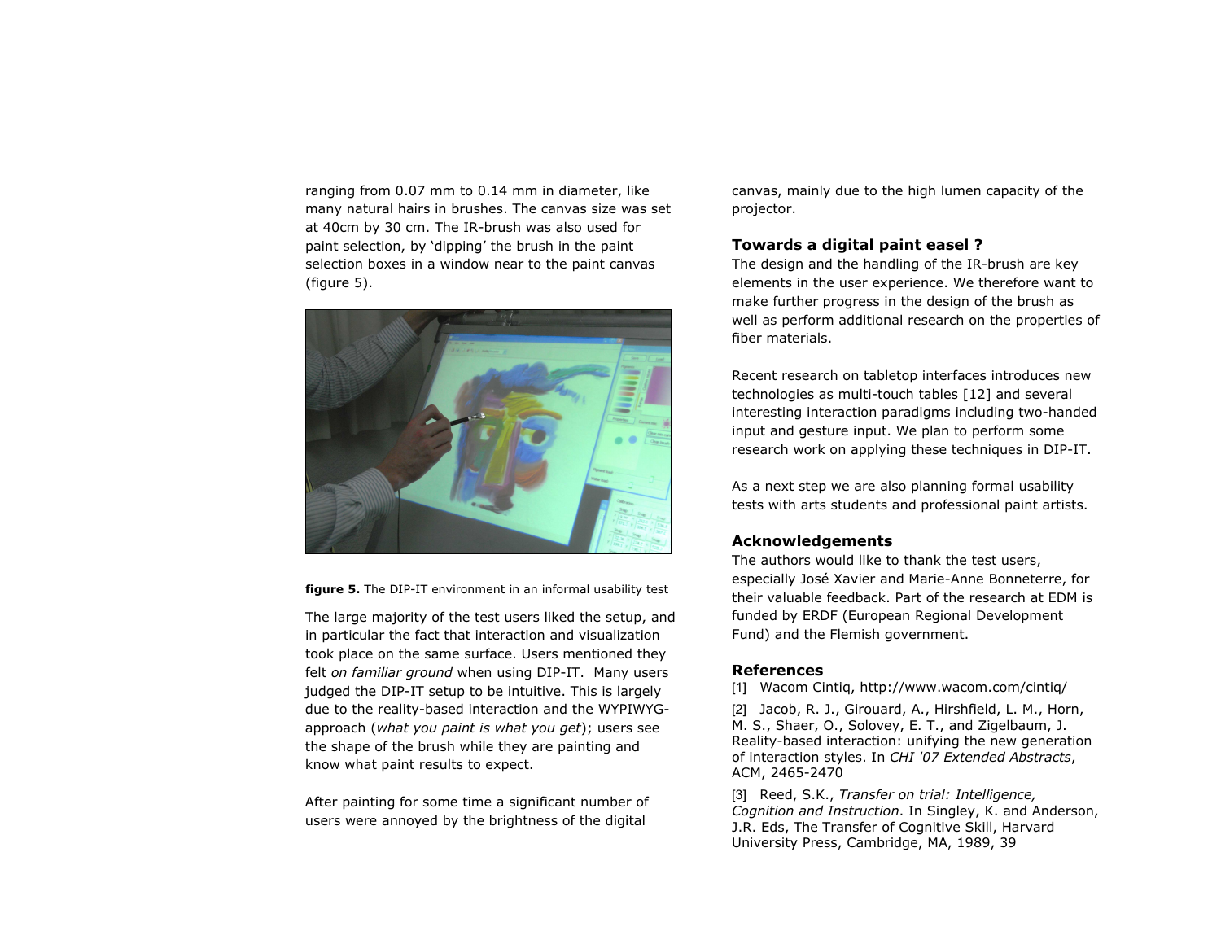ranging from 0.07 mm to 0.14 mm in diameter, like many natural hairs in brushes. The canvas size was set at 40cm by 30 cm. The IR-brush was also used for paint selection, by 'dipping' the brush in the paint selection boxes in a window near to the paint canvas (figure 5).

**figure 5.** The DIP-IT environment in an informal usability test

The large majority of the test users liked the setup, and in particular the fact that interaction and visualization took place on the same surface. Users mentioned they felt *on familiar ground* when using DIP-IT. Many users judged the DIP-IT setup to be intuitive. This is largely due to the reality-based interaction and the WYPIWYG-approach (*what you paint is what you get*); users see the shape of the brush while they are painting and know what paint results to expect.

After painting for some time a significant number of users were annoyed by the brightness of the digital canvas, mainly due to the high lumen capacity of the projector.

## Towards a digital paint easel ?

The design and the handling of the IR-brush are key elements in the user experience. We therefore want to make further progress in the design of the brush as well as perform additional research on the properties of fiber materials.

Recent research on tabletop interfaces introduces new technologies as multi-touch tables [12] and several interesting interaction paradigms including two-handed input and gesture input. We plan to perform some research work on applying these techniques in DIP-IT.

As a next step we are also planning formal usability tests with arts students and professional paint artists.

## Acknowledgements

The authors would like to thank the test users, especially José Xavier and Marie-Anne Bonneterre, for their valuable feedback. Part of the research at EDM is funded by ERDF (European Regional Development Fund) and the Flemish government.

## References

[1] Wacom Cintiq, http://www.wacom.com/cintiq/

[2] Jacob, R. J., Girouard, A., Hirshfield, L. M., Horn, M. S., Shaer, O., Solovey, E. T., and Zigelbaum, J. Reality-based interaction: unifying the new generation of interaction styles. In *CHI '07 Extended Abstracts*, ACM, 2465-2470

[3] Reed, S.K., *Transfer on trial: Intelligence, Cognition and Instruction*. In Singley, K. and Anderson, J.R. Eds, The Transfer of Cognitive Skill, Harvard University Press, Cambridge, MA, 1989, 39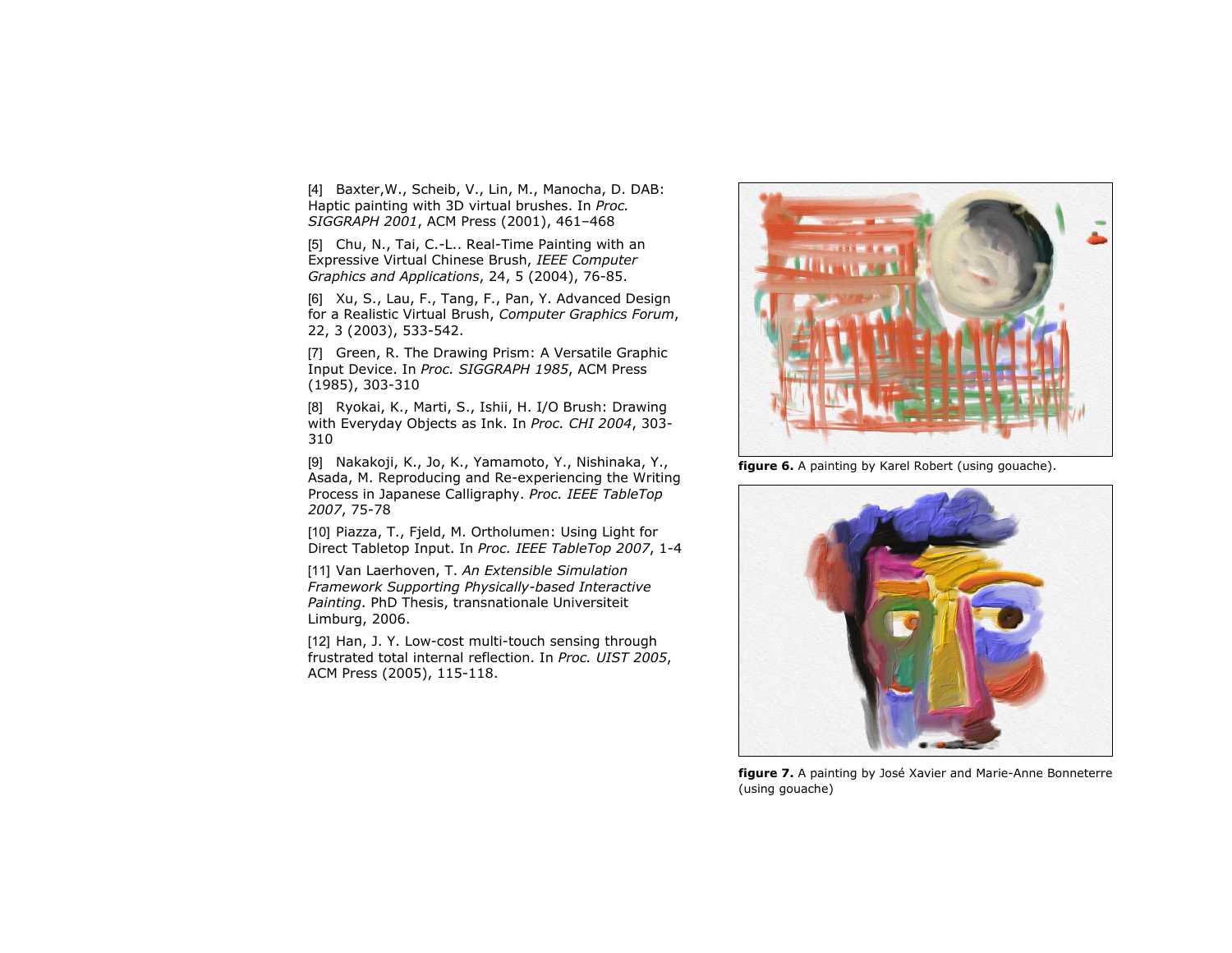[4] Baxter,W., Scheib, V., Lin, M., Manocha, D. DAB: Haptic painting with 3D virtual brushes. In *Proc. SIGGRAPH 2001*, ACM Press (2001), 461–468

[5] Chu, N., Tai, C.-L.. Real-Time Painting with an Expressive Virtual Chinese Brush, *IEEE Computer Graphics and Applications*, 24, 5 (2004), 76-85.

[6] Xu, S., Lau, F., Tang, F., Pan, Y. Advanced Design for a Realistic Virtual Brush, *Computer Graphics Forum*, 22, 3 (2003), 533-542.

[7] Green, R. The Drawing Prism: A Versatile Graphic Input Device. In *Proc. SIGGRAPH 1985*, ACM Press (1985), 303-310

[8] Ryokai, K., Marti, S., Ishii, H. I/O Brush: Drawing with Everyday Objects as Ink. In *Proc. CHI 2004*, 303-310

[9] Nakakoji, K., Jo, K., Yamamoto, Y., Nishinaka, Y., Asada, M. Reproducing and Re-experiencing the Writing Process in Japanese Calligraphy. *Proc. IEEE TableTop 2007*, 75-78

[10] Piazza, T., Fjeld, M. Ortholumen: Using Light for Direct Tabletop Input. In *Proc. IEEE TableTop 2007*, 1-4

[11] Van Laerhoven, T. *An Extensible Simulation Framework Supporting Physically-based Interactive Painting*. PhD Thesis, transnationale Universiteit Limburg, 2006.

[12] Han, J. Y. Low-cost multi-touch sensing through frustrated total internal reflection. In *Proc. UIST 2005*, ACM Press (2005), 115-118.

**figure 6.** A painting by Karel Robert (using gouache).

**figure 7.** A painting by José Xavier and Marie-Anne Bonneterre (using gouache)